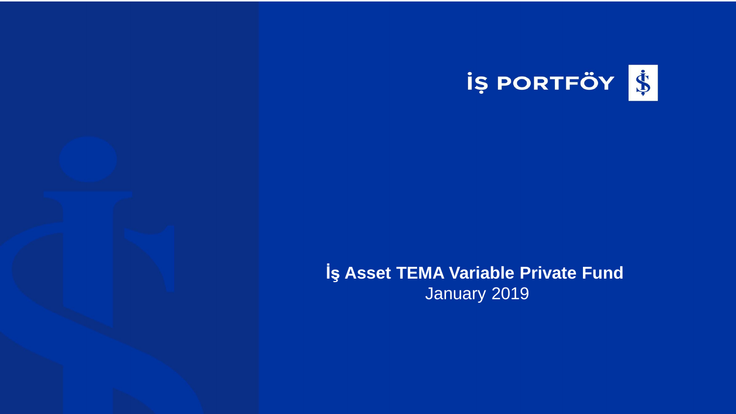İŞ PORTFÖY

# İş Asset TEMA Variable Private Fund

January 2019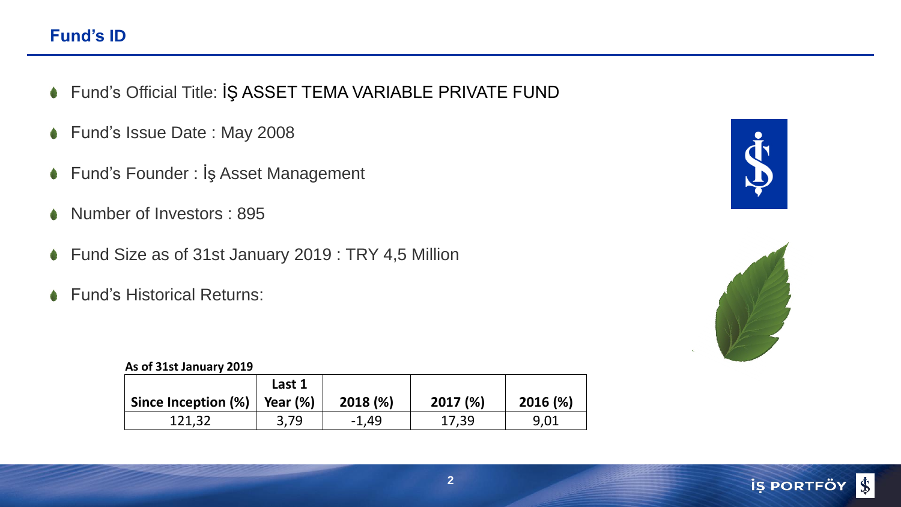## Fund's ID

- Fund's Official Title: İŞ ASSET TEMA VARIABLE PRIVATE FUND
- Fund's Issue Date : May 2008
- Fund's Founder : İş Asset Management
- Number of Investors : 895
- Fund Size as of 31st January 2019 : TRY 4,5 Million
- Fund's Historical Returns:

**As of 31st January 2019**

| Since Inception (%) | Last 1 Year (%) | 2018 (%) | 2017 (%) | 2016 (%) |
|---|---|---|---|---|
| 121,32 | 3,79 | -1,49 | 17,39 | 9,01 |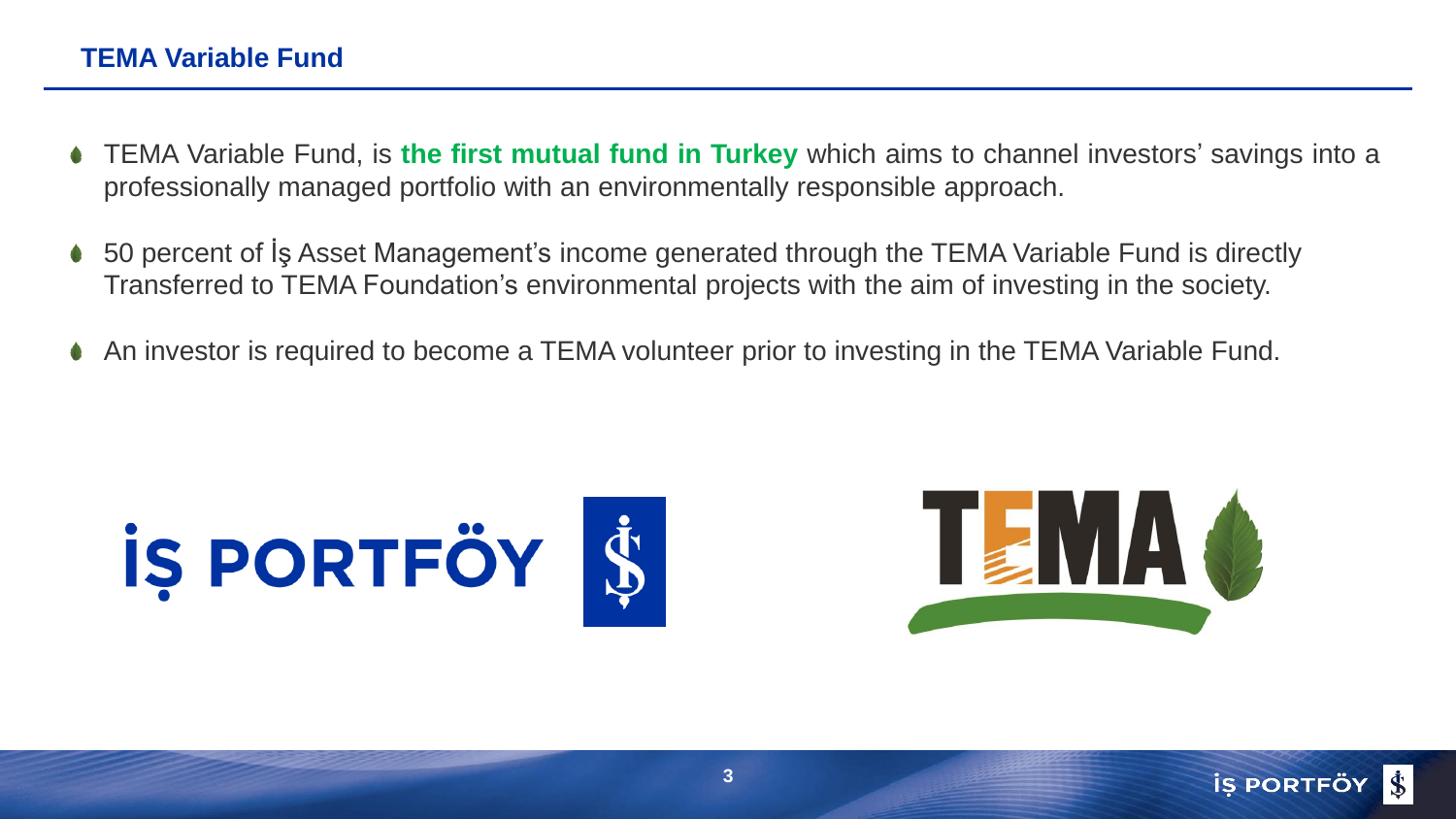## TEMA Variable Fund

- TEMA Variable Fund, is **the first mutual fund in Turkey** which aims to channel investors' savings into a professionally managed portfolio with an environmentally responsible approach.
- 50 percent of İş Asset Management's income generated through the TEMA Variable Fund is directly Transferred to TEMA Foundation's environmental projects with the aim of investing in the society.
- An investor is required to become a TEMA volunteer prior to investing in the TEMA Variable Fund.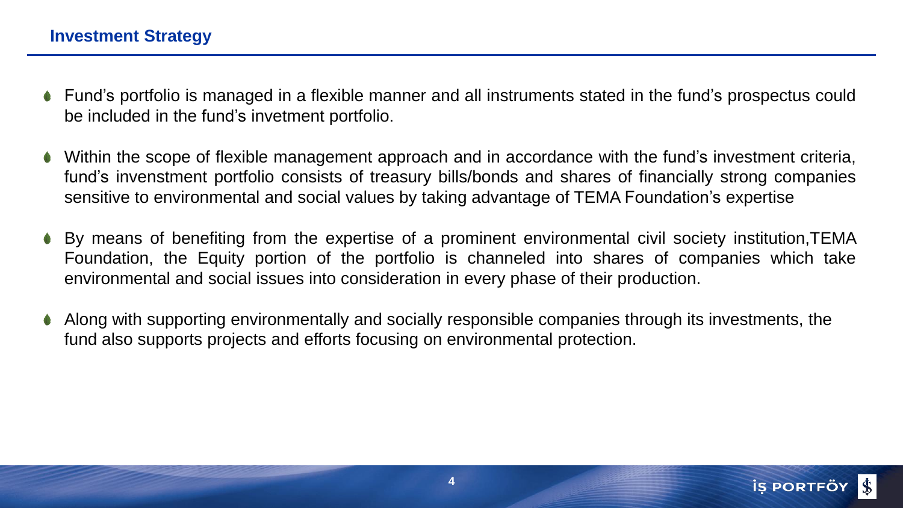## Investment Strategy

- Fund's portfolio is managed in a flexible manner and all instruments stated in the fund's prospectus could be included in the fund's invetment portfolio.
- Within the scope of flexible management approach and in accordance with the fund's investment criteria, fund's invenstment portfolio consists of treasury bills/bonds and shares of financially strong companies sensitive to environmental and social values by taking advantage of TEMA Foundation's expertise
- By means of benefiting from the expertise of a prominent environmental civil society institution,TEMA Foundation, the Equity portion of the portfolio is channeled into shares of companies which take environmental and social issues into consideration in every phase of their production.
- Along with supporting environmentally and socially responsible companies through its investments, the fund also supports projects and efforts focusing on environmental protection.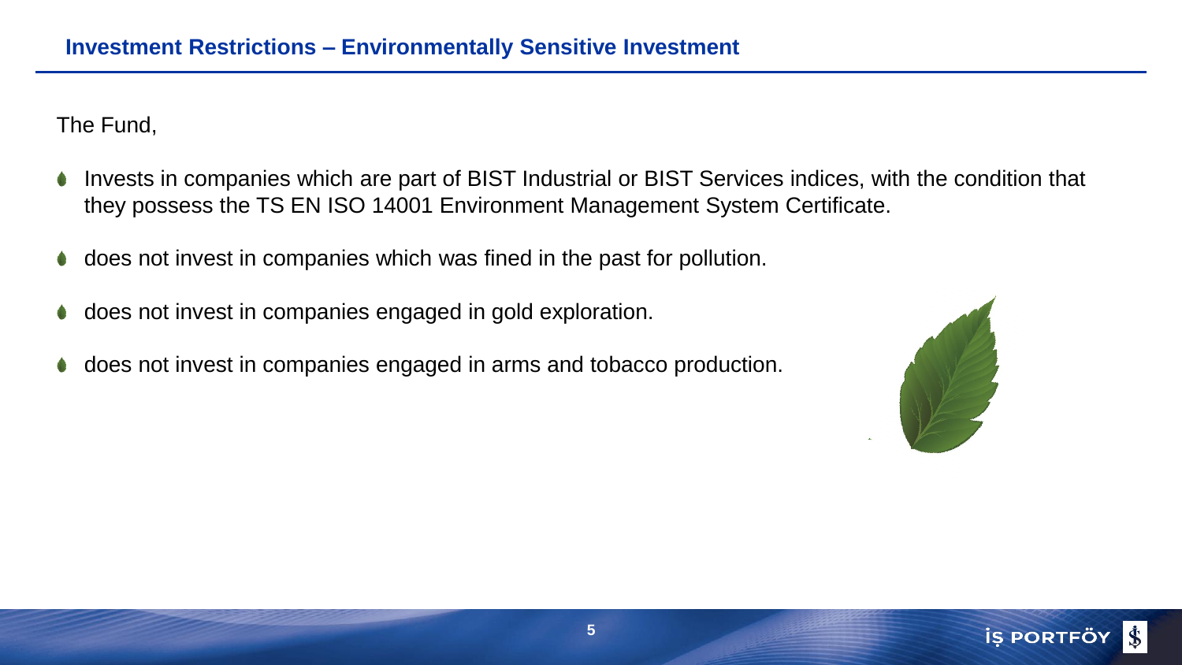## Investment Restrictions – Environmentally Sensitive Investment

The Fund,

- Invests in companies which are part of BIST Industrial or BIST Services indices, with the condition that they possess the TS EN ISO 14001 Environment Management System Certificate.
- does not invest in companies which was fined in the past for pollution.
- does not invest in companies engaged in gold exploration.
- does not invest in companies engaged in arms and tobacco production.